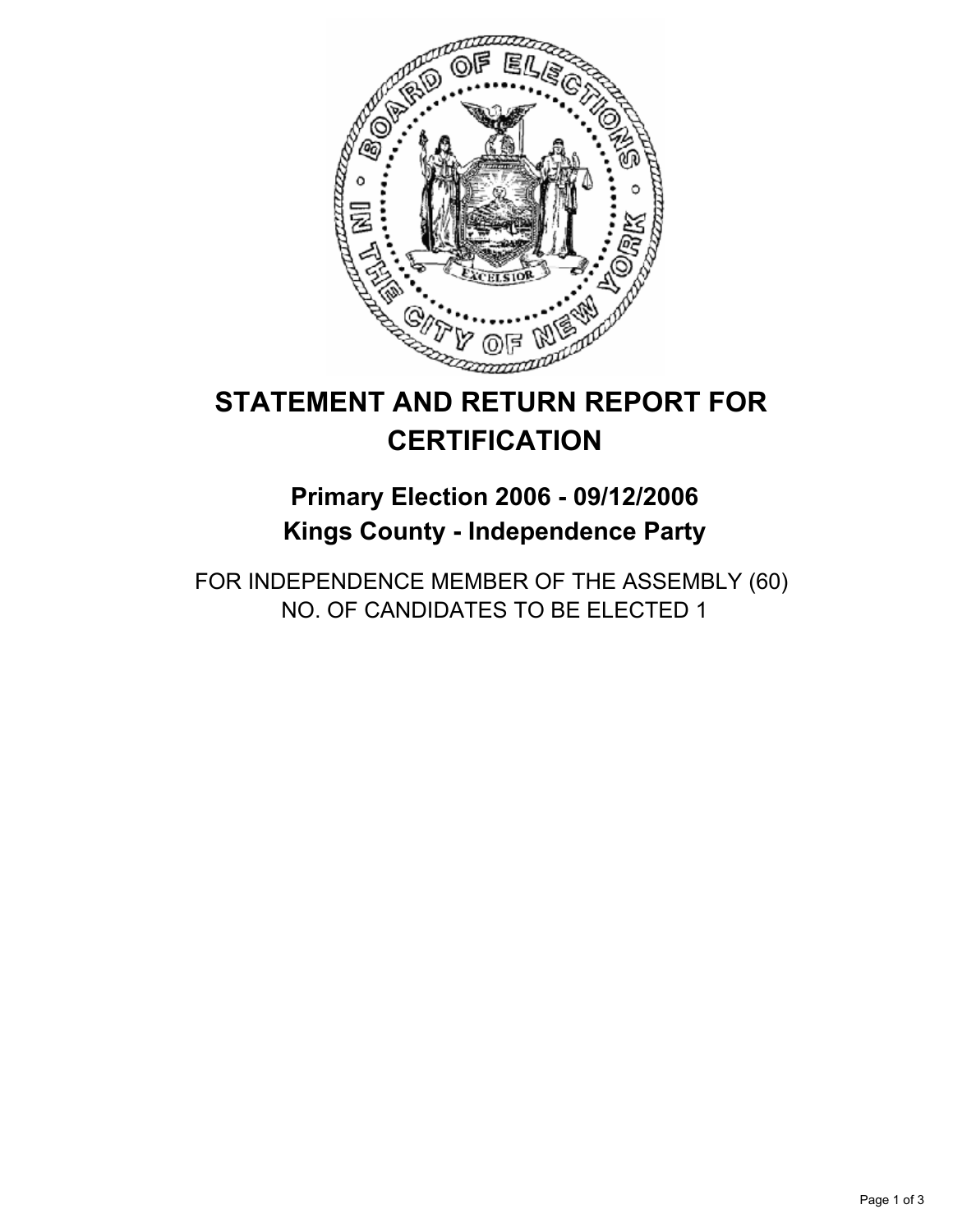# STATEMENT AND RETURN REPORT FOR CERTIFICATION

## Primary Election 2006 - 09/12/2006
## Kings County - Independence Party

FOR INDEPENDENCE MEMBER OF THE ASSEMBLY (60)
NO. OF CANDIDATES TO BE ELECTED 1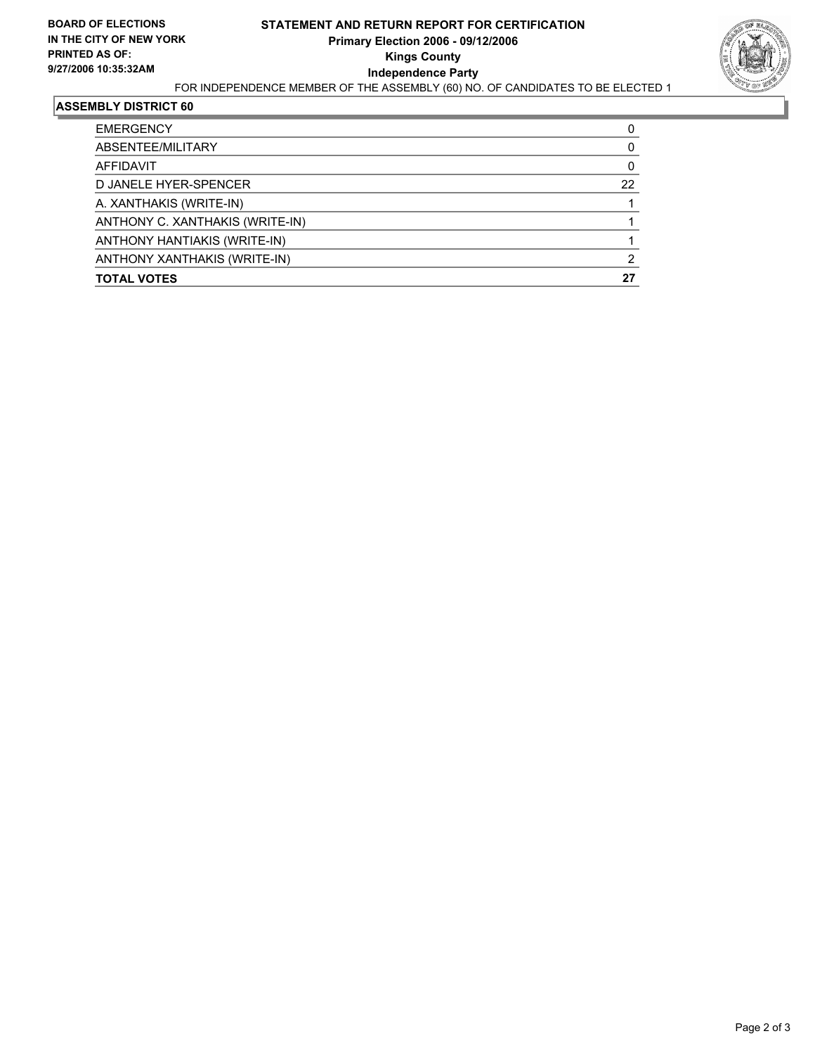**BOARD OF ELECTIONS IN THE CITY OF NEW YORK**
**PRINTED AS OF: 9/27/2006 10:35:32AM**

# STATEMENT AND RETURN REPORT FOR CERTIFICATION
## Primary Election 2006 - 09/12/2006
## Kings County
## Independence Party

FOR INDEPENDENCE MEMBER OF THE ASSEMBLY (60) NO. OF CANDIDATES TO BE ELECTED 1

### ASSEMBLY DISTRICT 60

| | |
|---|---|
| EMERGENCY | 0 |
| ABSENTEE/MILITARY | 0 |
| AFFIDAVIT | 0 |
| D JANELE HYER-SPENCER | 22 |
| A. XANTHAKIS (WRITE-IN) | 1 |
| ANTHONY C. XANTHAKIS (WRITE-IN) | 1 |
| ANTHONY HANTIAKIS (WRITE-IN) | 1 |
| ANTHONY XANTHAKIS (WRITE-IN) | 2 |
| **TOTAL VOTES** | **27** |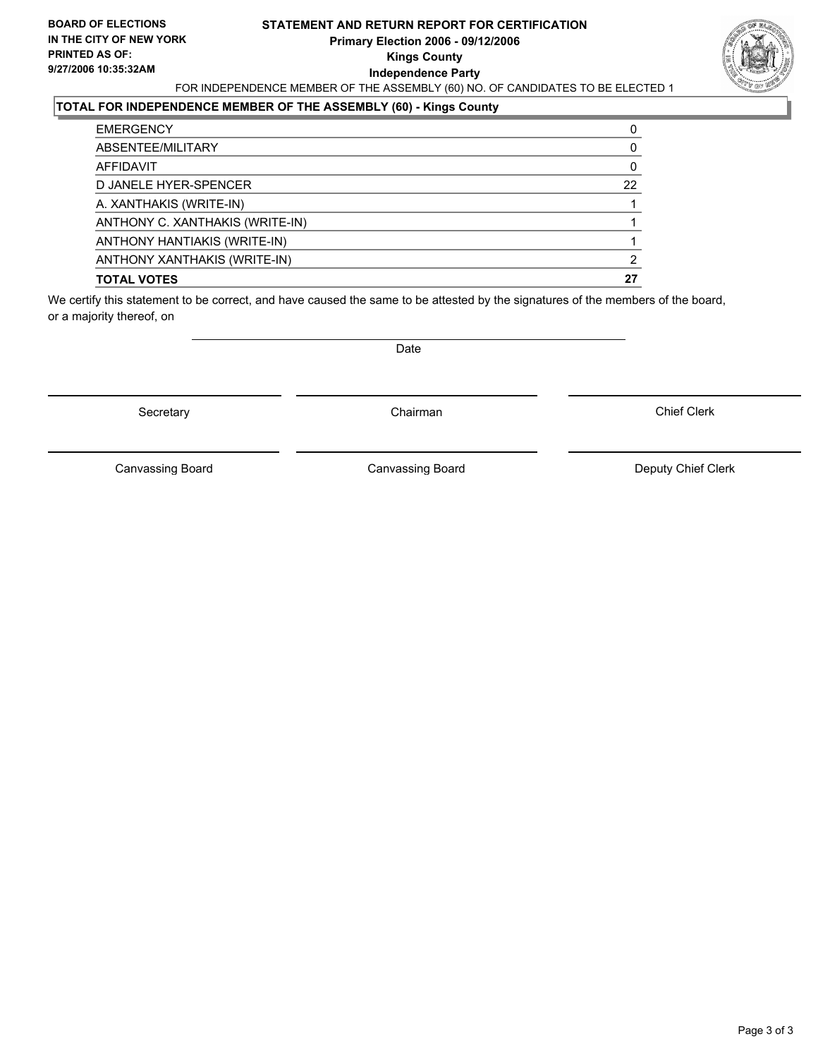**BOARD OF ELECTIONS IN THE CITY OF NEW YORK PRINTED AS OF: 9/27/2006 10:35:32AM**

# STATEMENT AND RETURN REPORT FOR CERTIFICATION
## Primary Election 2006 - 09/12/2006
## Kings County
## Independence Party

FOR INDEPENDENCE MEMBER OF THE ASSEMBLY (60) NO. OF CANDIDATES TO BE ELECTED 1

**TOTAL FOR INDEPENDENCE MEMBER OF THE ASSEMBLY (60) - Kings County**

| | |
|---|---|
| EMERGENCY | 0 |
| ABSENTEE/MILITARY | 0 |
| AFFIDAVIT | 0 |
| D JANELE HYER-SPENCER | 22 |
| A. XANTHAKIS (WRITE-IN) | 1 |
| ANTHONY C. XANTHAKIS (WRITE-IN) | 1 |
| ANTHONY HANTIAKIS (WRITE-IN) | 1 |
| ANTHONY XANTHAKIS (WRITE-IN) | 2 |
| **TOTAL VOTES** | **27** |

We certify this statement to be correct, and have caused the same to be attested by the signatures of the members of the board, or a majority thereof, on

Date

Secretary | Chairman | Chief Clerk

Canvassing Board | Canvassing Board | Deputy Chief Clerk